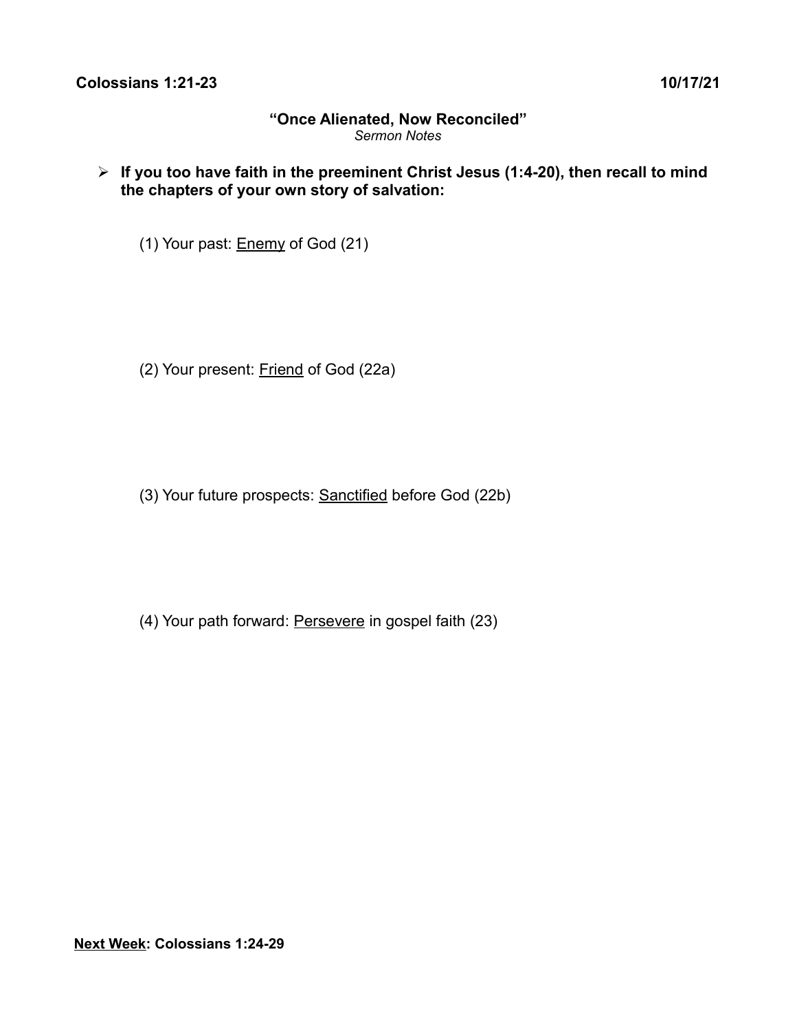**Colossians 1:21-23** **10/17/21**

# "Once Alienated, Now Reconciled"

*Sermon Notes*

- **If you too have faith in the preeminent Christ Jesus (1:4-20), then recall to mind the chapters of your own story of salvation:**

    (1) Your past: <u>Enemy</u> of God (21)

    (2) Your present: <u>Friend</u> of God (22a)

    (3) Your future prospects: <u>Sanctified</u> before God (22b)

    (4) Your path forward: <u>Persevere</u> in gospel faith (23)

**<u>Next Week</u>: Colossians 1:24-29**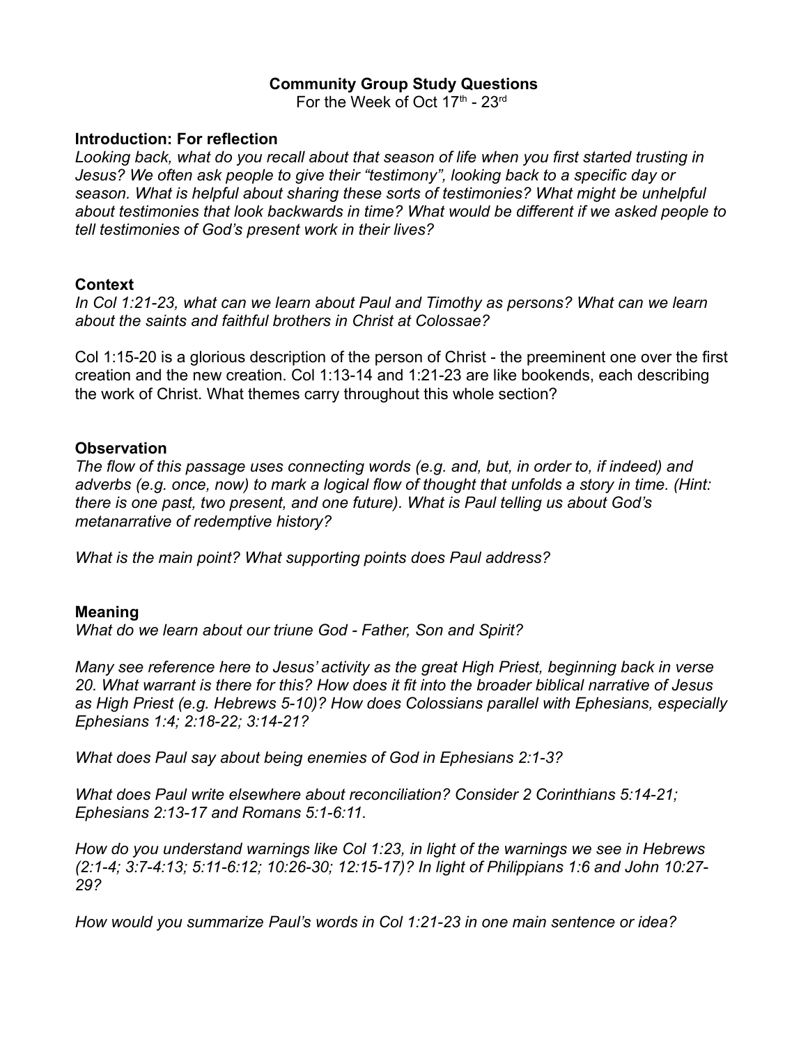**Community Group Study Questions**

For the Week of Oct 17th - 23rd

**Introduction: For reflection**

*Looking back, what do you recall about that season of life when you first started trusting in Jesus? We often ask people to give their "testimony", looking back to a specific day or season. What is helpful about sharing these sorts of testimonies? What might be unhelpful about testimonies that look backwards in time? What would be different if we asked people to tell testimonies of God's present work in their lives?*

**Context**

*In Col 1:21-23, what can we learn about Paul and Timothy as persons? What can we learn about the saints and faithful brothers in Christ at Colossae?*

Col 1:15-20 is a glorious description of the person of Christ - the preeminent one over the first creation and the new creation. Col 1:13-14 and 1:21-23 are like bookends, each describing the work of Christ. What themes carry throughout this whole section?

**Observation**

*The flow of this passage uses connecting words (e.g. and, but, in order to, if indeed) and adverbs (e.g. once, now) to mark a logical flow of thought that unfolds a story in time. (Hint: there is one past, two present, and one future). What is Paul telling us about God's metanarrative of redemptive history?*

*What is the main point? What supporting points does Paul address?*

**Meaning**

*What do we learn about our triune God - Father, Son and Spirit?*

*Many see reference here to Jesus' activity as the great High Priest, beginning back in verse 20. What warrant is there for this? How does it fit into the broader biblical narrative of Jesus as High Priest (e.g. Hebrews 5-10)? How does Colossians parallel with Ephesians, especially Ephesians 1:4; 2:18-22; 3:14-21?*

*What does Paul say about being enemies of God in Ephesians 2:1-3?*

*What does Paul write elsewhere about reconciliation? Consider 2 Corinthians 5:14-21; Ephesians 2:13-17 and Romans 5:1-6:11.*

*How do you understand warnings like Col 1:23, in light of the warnings we see in Hebrews (2:1-4; 3:7-4:13; 5:11-6:12; 10:26-30; 12:15-17)? In light of Philippians 1:6 and John 10:27-29?*

*How would you summarize Paul's words in Col 1:21-23 in one main sentence or idea?*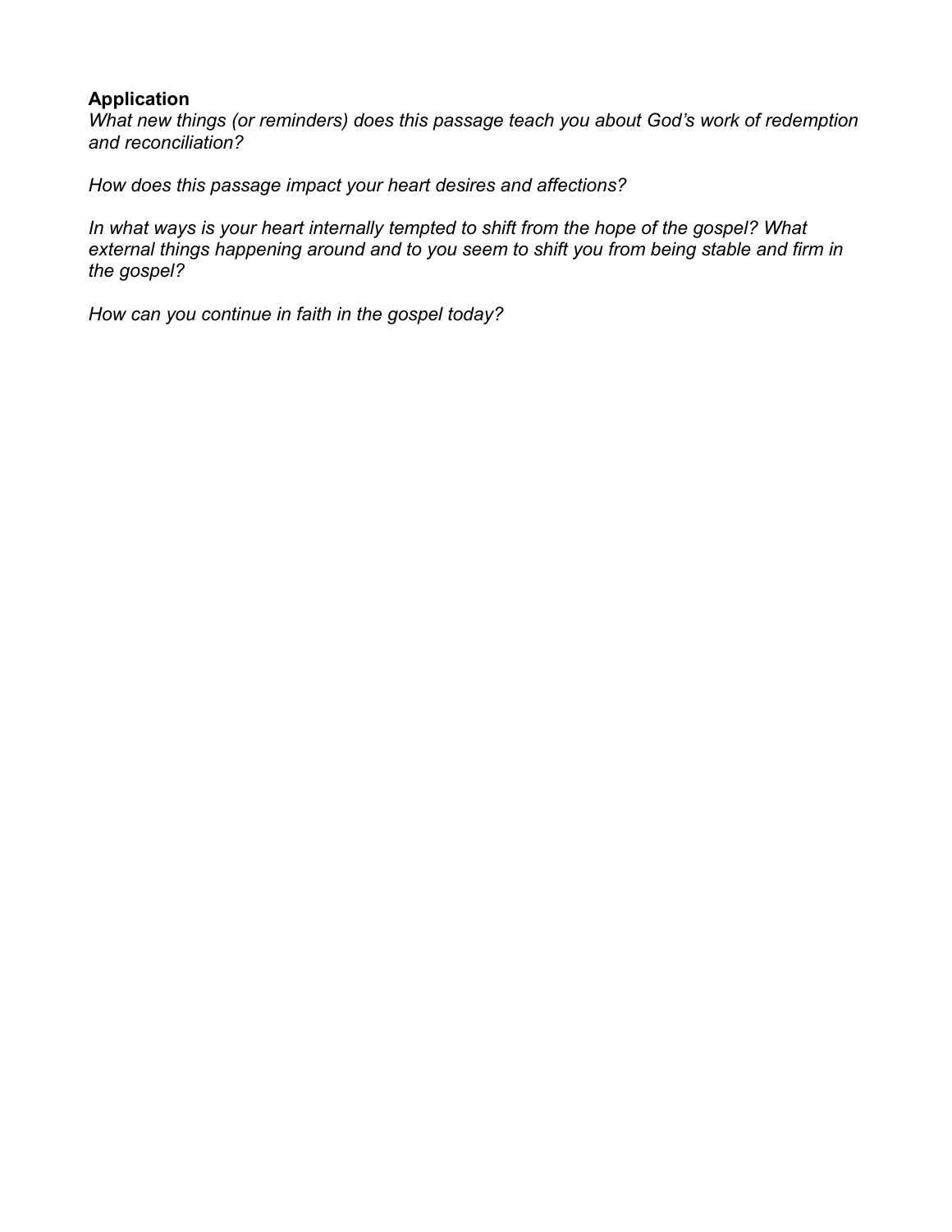**Application**

*What new things (or reminders) does this passage teach you about God's work of redemption and reconciliation?*

*How does this passage impact your heart desires and affections?*

*In what ways is your heart internally tempted to shift from the hope of the gospel? What external things happening around and to you seem to shift you from being stable and firm in the gospel?*

*How can you continue in faith in the gospel today?*